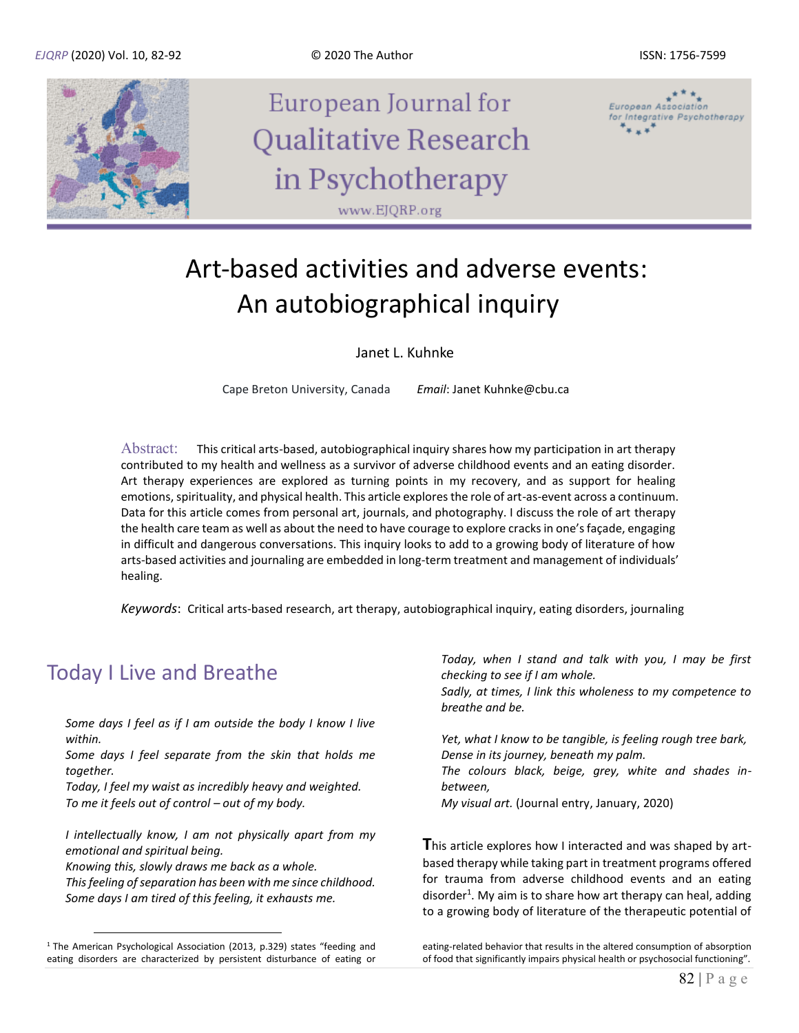# Art-based activities and adverse events: An autobiographical inquiry

Janet L. Kuhnke

Cape Breton University, Canada *Email*: Janet Kuhnke@cbu.ca

**Abstract:** This critical arts-based, autobiographical inquiry shares how my participation in art therapy contributed to my health and wellness as a survivor of adverse childhood events and an eating disorder. Art therapy experiences are explored as turning points in my recovery, and as support for healing emotions, spirituality, and physical health. This article explores the role of art-as-event across a continuum. Data for this article comes from personal art, journals, and photography. I discuss the role of art therapy the health care team as well as about the need to have courage to explore cracks in one's façade, engaging in difficult and dangerous conversations. This inquiry looks to add to a growing body of literature of how arts-based activities and journaling are embedded in long-term treatment and management of individuals' healing.

*Keywords*: Critical arts-based research, art therapy, autobiographical inquiry, eating disorders, journaling

## Today I Live and Breathe

*Some days I feel as if I am outside the body I know I live within.*
*Some days I feel separate from the skin that holds me together.*
*Today, I feel my waist as incredibly heavy and weighted.*
*To me it feels out of control – out of my body.*

*I intellectually know, I am not physically apart from my emotional and spiritual being.*
*Knowing this, slowly draws me back as a whole.*
*This feeling of separation has been with me since childhood.*
*Some days I am tired of this feeling, it exhausts me.*

*Today, when I stand and talk with you, I may be first checking to see if I am whole.*
*Sadly, at times, I link this wholeness to my competence to breathe and be.*

*Yet, what I know to be tangible, is feeling rough tree bark,*
*Dense in its journey, beneath my palm.*
*The colours black, beige, grey, white and shades in-between,*
*My visual art.* (Journal entry, January, 2020)

**T**his article explores how I interacted and was shaped by art-based therapy while taking part in treatment programs offered for trauma from adverse childhood events and an eating disorder[1]. My aim is to share how art therapy can heal, adding to a growing body of literature of the therapeutic potential of

[1] The American Psychological Association (2013, p.329) states "feeding and eating disorders are characterized by persistent disturbance of eating or eating-related behavior that results in the altered consumption of absorption of food that significantly impairs physical health or psychosocial functioning".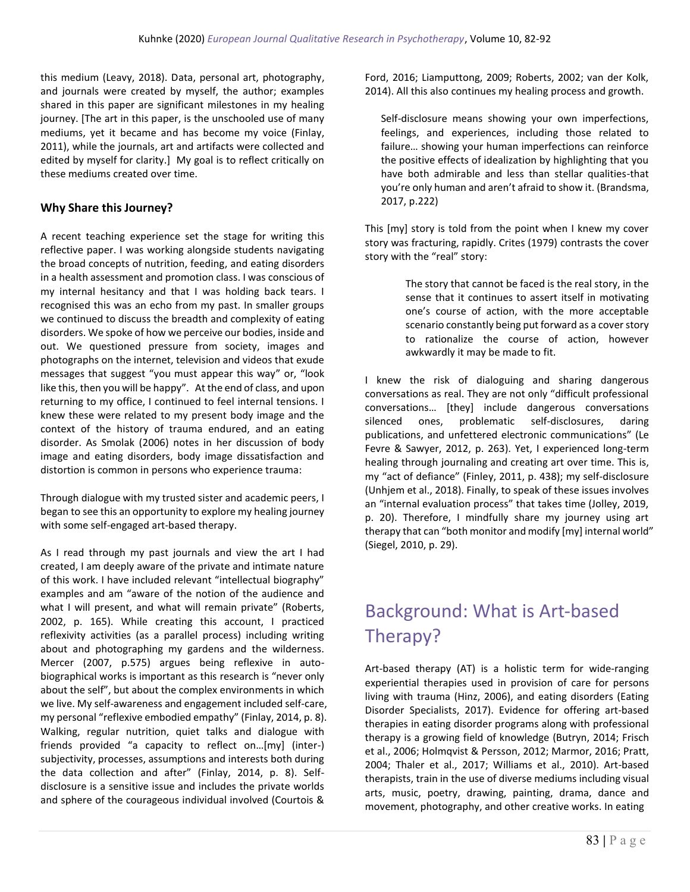this medium (Leavy, 2018). Data, personal art, photography, and journals were created by myself, the author; examples shared in this paper are significant milestones in my healing journey. [The art in this paper, is the unschooled use of many mediums, yet it became and has become my voice (Finlay, 2011), while the journals, art and artifacts were collected and edited by myself for clarity.] My goal is to reflect critically on these mediums created over time.

### Why Share this Journey?

A recent teaching experience set the stage for writing this reflective paper. I was working alongside students navigating the broad concepts of nutrition, feeding, and eating disorders in a health assessment and promotion class. I was conscious of my internal hesitancy and that I was holding back tears. I recognised this was an echo from my past. In smaller groups we continued to discuss the breadth and complexity of eating disorders. We spoke of how we perceive our bodies, inside and out. We questioned pressure from society, images and photographs on the internet, television and videos that exude messages that suggest "you must appear this way" or, "look like this, then you will be happy". At the end of class, and upon returning to my office, I continued to feel internal tensions. I knew these were related to my present body image and the context of the history of trauma endured, and an eating disorder. As Smolak (2006) notes in her discussion of body image and eating disorders, body image dissatisfaction and distortion is common in persons who experience trauma:

Through dialogue with my trusted sister and academic peers, I began to see this an opportunity to explore my healing journey with some self-engaged art-based therapy.

As I read through my past journals and view the art I had created, I am deeply aware of the private and intimate nature of this work. I have included relevant "intellectual biography" examples and am "aware of the notion of the audience and what I will present, and what will remain private" (Roberts, 2002, p. 165). While creating this account, I practiced reflexivity activities (as a parallel process) including writing about and photographing my gardens and the wilderness. Mercer (2007, p.575) argues being reflexive in auto-biographical works is important as this research is "never only about the self", but about the complex environments in which we live. My self-awareness and engagement included self-care, my personal "reflexive embodied empathy" (Finlay, 2014, p. 8). Walking, regular nutrition, quiet talks and dialogue with friends provided "a capacity to reflect on…[my] (inter-) subjectivity, processes, assumptions and interests both during the data collection and after" (Finlay, 2014, p. 8). Self-disclosure is a sensitive issue and includes the private worlds and sphere of the courageous individual involved (Courtois & Ford, 2016; Liamputtong, 2009; Roberts, 2002; van der Kolk, 2014). All this also continues my healing process and growth.

> Self-disclosure means showing your own imperfections, feelings, and experiences, including those related to failure… showing your human imperfections can reinforce the positive effects of idealization by highlighting that you have both admirable and less than stellar qualities-that you're only human and aren't afraid to show it. (Brandsma, 2017, p.222)

This [my] story is told from the point when I knew my cover story was fracturing, rapidly. Crites (1979) contrasts the cover story with the "real" story:

> The story that cannot be faced is the real story, in the sense that it continues to assert itself in motivating one's course of action, with the more acceptable scenario constantly being put forward as a cover story to rationalize the course of action, however awkwardly it may be made to fit.

I knew the risk of dialoguing and sharing dangerous conversations as real. They are not only "difficult professional conversations… [they] include dangerous conversations silenced ones, problematic self-disclosures, daring publications, and unfettered electronic communications" (Le Fevre & Sawyer, 2012, p. 263). Yet, I experienced long-term healing through journaling and creating art over time. This is, my "act of defiance" (Finley, 2011, p. 438); my self-disclosure (Unhjem et al., 2018). Finally, to speak of these issues involves an "internal evaluation process" that takes time (Jolley, 2019, p. 20). Therefore, I mindfully share my journey using art therapy that can "both monitor and modify [my] internal world" (Siegel, 2010, p. 29).

## Background: What is Art-based Therapy?

Art-based therapy (AT) is a holistic term for wide-ranging experiential therapies used in provision of care for persons living with trauma (Hinz, 2006), and eating disorders (Eating Disorder Specialists, 2017). Evidence for offering art-based therapies in eating disorder programs along with professional therapy is a growing field of knowledge (Butryn, 2014; Frisch et al., 2006; Holmqvist & Persson, 2012; Marmor, 2016; Pratt, 2004; Thaler et al., 2017; Williams et al., 2010). Art-based therapists, train in the use of diverse mediums including visual arts, music, poetry, drawing, painting, drama, dance and movement, photography, and other creative works. In eating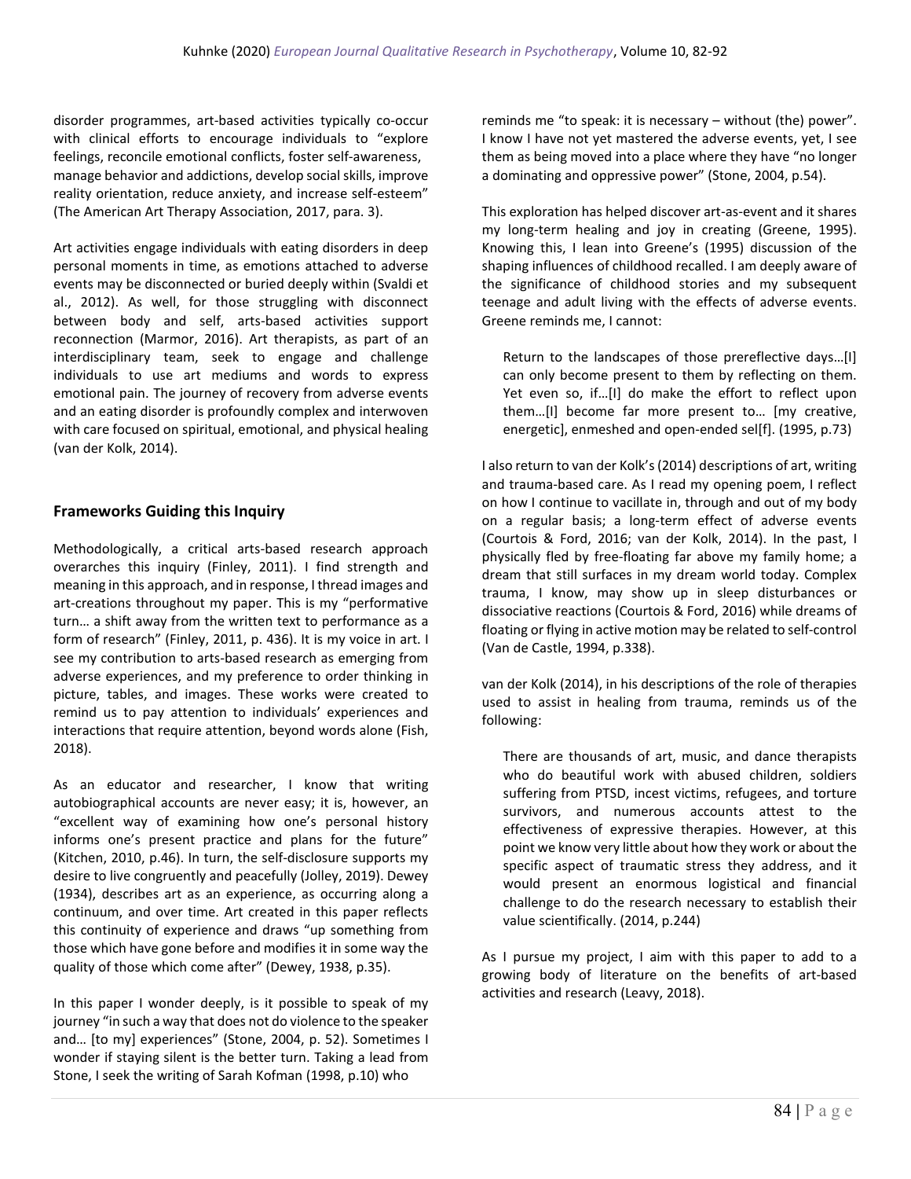disorder programmes, art-based activities typically co-occur with clinical efforts to encourage individuals to "explore feelings, reconcile emotional conflicts, foster self-awareness, manage behavior and addictions, develop social skills, improve reality orientation, reduce anxiety, and increase self-esteem" (The American Art Therapy Association, 2017, para. 3).

Art activities engage individuals with eating disorders in deep personal moments in time, as emotions attached to adverse events may be disconnected or buried deeply within (Svaldi et al., 2012). As well, for those struggling with disconnect between body and self, arts-based activities support reconnection (Marmor, 2016). Art therapists, as part of an interdisciplinary team, seek to engage and challenge individuals to use art mediums and words to express emotional pain. The journey of recovery from adverse events and an eating disorder is profoundly complex and interwoven with care focused on spiritual, emotional, and physical healing (van der Kolk, 2014).

## Frameworks Guiding this Inquiry

Methodologically, a critical arts-based research approach overarches this inquiry (Finley, 2011). I find strength and meaning in this approach, and in response, I thread images and art-creations throughout my paper. This is my "performative turn… a shift away from the written text to performance as a form of research" (Finley, 2011, p. 436). It is my voice in art. I see my contribution to arts-based research as emerging from adverse experiences, and my preference to order thinking in picture, tables, and images. These works were created to remind us to pay attention to individuals' experiences and interactions that require attention, beyond words alone (Fish, 2018).

As an educator and researcher, I know that writing autobiographical accounts are never easy; it is, however, an "excellent way of examining how one's personal history informs one's present practice and plans for the future" (Kitchen, 2010, p.46). In turn, the self-disclosure supports my desire to live congruently and peacefully (Jolley, 2019). Dewey (1934), describes art as an experience, as occurring along a continuum, and over time. Art created in this paper reflects this continuity of experience and draws "up something from those which have gone before and modifies it in some way the quality of those which come after" (Dewey, 1938, p.35).

In this paper I wonder deeply, is it possible to speak of my journey "in such a way that does not do violence to the speaker and… [to my] experiences" (Stone, 2004, p. 52). Sometimes I wonder if staying silent is the better turn. Taking a lead from Stone, I seek the writing of Sarah Kofman (1998, p.10) who reminds me "to speak: it is necessary – without (the) power". I know I have not yet mastered the adverse events, yet, I see them as being moved into a place where they have "no longer a dominating and oppressive power" (Stone, 2004, p.54).

This exploration has helped discover art-as-event and it shares my long-term healing and joy in creating (Greene, 1995). Knowing this, I lean into Greene's (1995) discussion of the shaping influences of childhood recalled. I am deeply aware of the significance of childhood stories and my subsequent teenage and adult living with the effects of adverse events. Greene reminds me, I cannot:

> Return to the landscapes of those prereflective days…[I] can only become present to them by reflecting on them. Yet even so, if…[I] do make the effort to reflect upon them…[I] become far more present to… [my creative, energetic], enmeshed and open-ended sel[f]. (1995, p.73)

I also return to van der Kolk's (2014) descriptions of art, writing and trauma-based care. As I read my opening poem, I reflect on how I continue to vacillate in, through and out of my body on a regular basis; a long-term effect of adverse events (Courtois & Ford, 2016; van der Kolk, 2014). In the past, I physically fled by free-floating far above my family home; a dream that still surfaces in my dream world today. Complex trauma, I know, may show up in sleep disturbances or dissociative reactions (Courtois & Ford, 2016) while dreams of floating or flying in active motion may be related to self-control (Van de Castle, 1994, p.338).

van der Kolk (2014), in his descriptions of the role of therapies used to assist in healing from trauma, reminds us of the following:

> There are thousands of art, music, and dance therapists who do beautiful work with abused children, soldiers suffering from PTSD, incest victims, refugees, and torture survivors, and numerous accounts attest to the effectiveness of expressive therapies. However, at this point we know very little about how they work or about the specific aspect of traumatic stress they address, and it would present an enormous logistical and financial challenge to do the research necessary to establish their value scientifically. (2014, p.244)

As I pursue my project, I aim with this paper to add to a growing body of literature on the benefits of art-based activities and research (Leavy, 2018).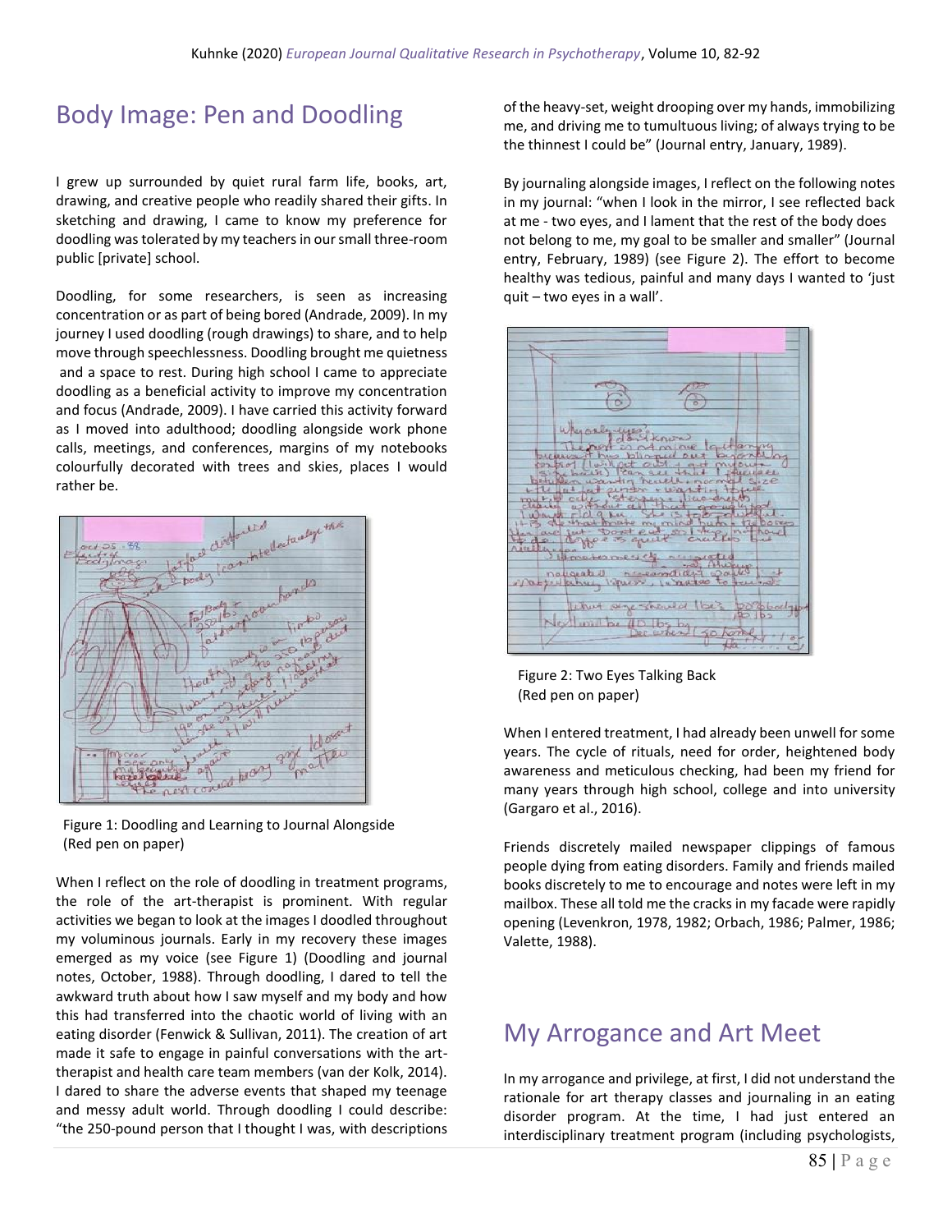## Body Image: Pen and Doodling

I grew up surrounded by quiet rural farm life, books, art, drawing, and creative people who readily shared their gifts. In sketching and drawing, I came to know my preference for doodling was tolerated by my teachers in our small three-room public [private] school.

Doodling, for some researchers, is seen as increasing concentration or as part of being bored (Andrade, 2009). In my journey I used doodling (rough drawings) to share, and to help move through speechlessness. Doodling brought me quietness and a space to rest. During high school I came to appreciate doodling as a beneficial activity to improve my concentration and focus (Andrade, 2009). I have carried this activity forward as I moved into adulthood; doodling alongside work phone calls, meetings, and conferences, margins of my notebooks colourfully decorated with trees and skies, places I would rather be.

Figure 1: Doodling and Learning to Journal Alongside (Red pen on paper)

When I reflect on the role of doodling in treatment programs, the role of the art-therapist is prominent. With regular activities we began to look at the images I doodled throughout my voluminous journals. Early in my recovery these images emerged as my voice (see Figure 1) (Doodling and journal notes, October, 1988). Through doodling, I dared to tell the awkward truth about how I saw myself and my body and how this had transferred into the chaotic world of living with an eating disorder (Fenwick & Sullivan, 2011). The creation of art made it safe to engage in painful conversations with the art-therapist and health care team members (van der Kolk, 2014). I dared to share the adverse events that shaped my teenage and messy adult world. Through doodling I could describe: "the 250-pound person that I thought I was, with descriptions of the heavy-set, weight drooping over my hands, immobilizing me, and driving me to tumultuous living; of always trying to be the thinnest I could be" (Journal entry, January, 1989).

By journaling alongside images, I reflect on the following notes in my journal: "when I look in the mirror, I see reflected back at me - two eyes, and I lament that the rest of the body does not belong to me, my goal to be smaller and smaller" (Journal entry, February, 1989) (see Figure 2). The effort to become healthy was tedious, painful and many days I wanted to 'just quit – two eyes in a wall'.

Figure 2: Two Eyes Talking Back (Red pen on paper)

When I entered treatment, I had already been unwell for some years. The cycle of rituals, need for order, heightened body awareness and meticulous checking, had been my friend for many years through high school, college and into university (Gargaro et al., 2016).

Friends discretely mailed newspaper clippings of famous people dying from eating disorders. Family and friends mailed books discretely to me to encourage and notes were left in my mailbox. These all told me the cracks in my facade were rapidly opening (Levenkron, 1978, 1982; Orbach, 1986; Palmer, 1986; Valette, 1988).

## My Arrogance and Art Meet

In my arrogance and privilege, at first, I did not understand the rationale for art therapy classes and journaling in an eating disorder program. At the time, I had just entered an interdisciplinary treatment program (including psychologists,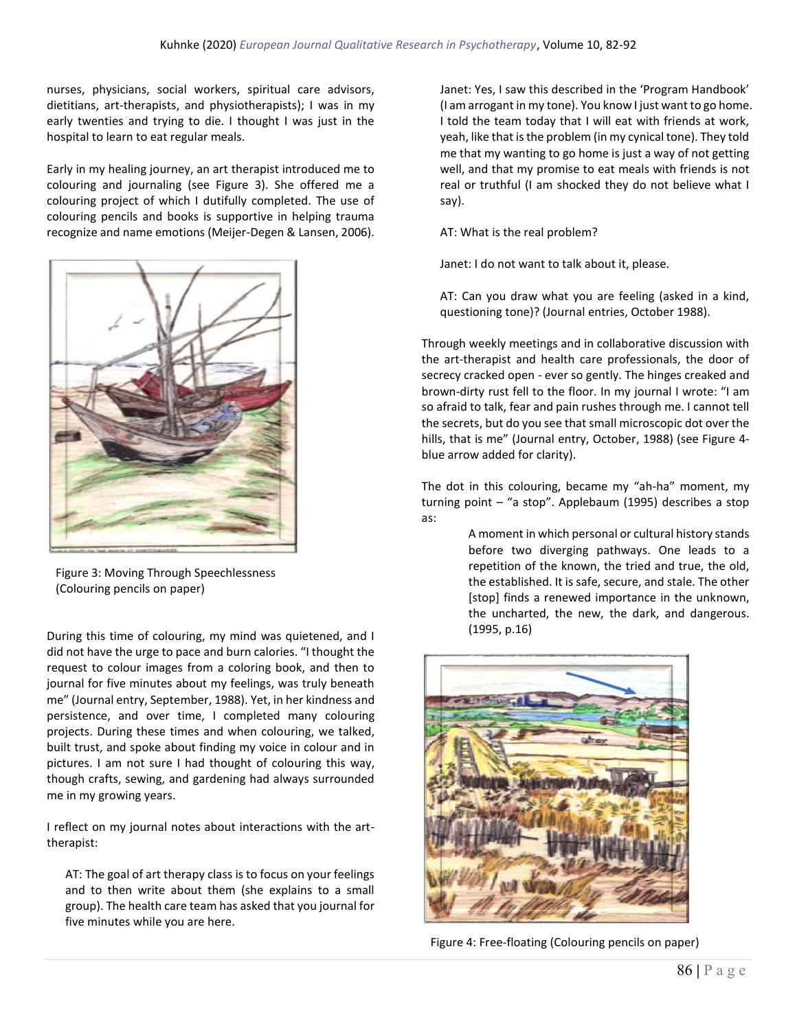nurses, physicians, social workers, spiritual care advisors, dietitians, art-therapists, and physiotherapists); I was in my early twenties and trying to die. I thought I was just in the hospital to learn to eat regular meals.

Early in my healing journey, an art therapist introduced me to colouring and journaling (see Figure 3). She offered me a colouring project of which I dutifully completed. The use of colouring pencils and books is supportive in helping trauma recognize and name emotions (Meijer-Degen & Lansen, 2006).

Figure 3: Moving Through Speechlessness (Colouring pencils on paper)

During this time of colouring, my mind was quietened, and I did not have the urge to pace and burn calories. "I thought the request to colour images from a coloring book, and then to journal for five minutes about my feelings, was truly beneath me" (Journal entry, September, 1988). Yet, in her kindness and persistence, and over time, I completed many colouring projects. During these times and when colouring, we talked, built trust, and spoke about finding my voice in colour and in pictures. I am not sure I had thought of colouring this way, though crafts, sewing, and gardening had always surrounded me in my growing years.

I reflect on my journal notes about interactions with the art-therapist:

> AT: The goal of art therapy class is to focus on your feelings and to then write about them (she explains to a small group). The health care team has asked that you journal for five minutes while you are here.
>
> Janet: Yes, I saw this described in the 'Program Handbook' (I am arrogant in my tone). You know I just want to go home. I told the team today that I will eat with friends at work, yeah, like that is the problem (in my cynical tone). They told me that my wanting to go home is just a way of not getting well, and that my promise to eat meals with friends is not real or truthful (I am shocked they do not believe what I say).
>
> AT: What is the real problem?
>
> Janet: I do not want to talk about it, please.
>
> AT: Can you draw what you are feeling (asked in a kind, questioning tone)? (Journal entries, October 1988).

Through weekly meetings and in collaborative discussion with the art-therapist and health care professionals, the door of secrecy cracked open - ever so gently. The hinges creaked and brown-dirty rust fell to the floor. In my journal I wrote: "I am so afraid to talk, fear and pain rushes through me. I cannot tell the secrets, but do you see that small microscopic dot over the hills, that is me" (Journal entry, October, 1988) (see Figure 4-blue arrow added for clarity).

The dot in this colouring, became my "ah-ha" moment, my turning point – "a stop". Applebaum (1995) describes a stop as:

> A moment in which personal or cultural history stands before two diverging pathways. One leads to a repetition of the known, the tried and true, the old, the established. It is safe, secure, and stale. The other [stop] finds a renewed importance in the unknown, the uncharted, the new, the dark, and dangerous. (1995, p.16)

Figure 4: Free-floating (Colouring pencils on paper)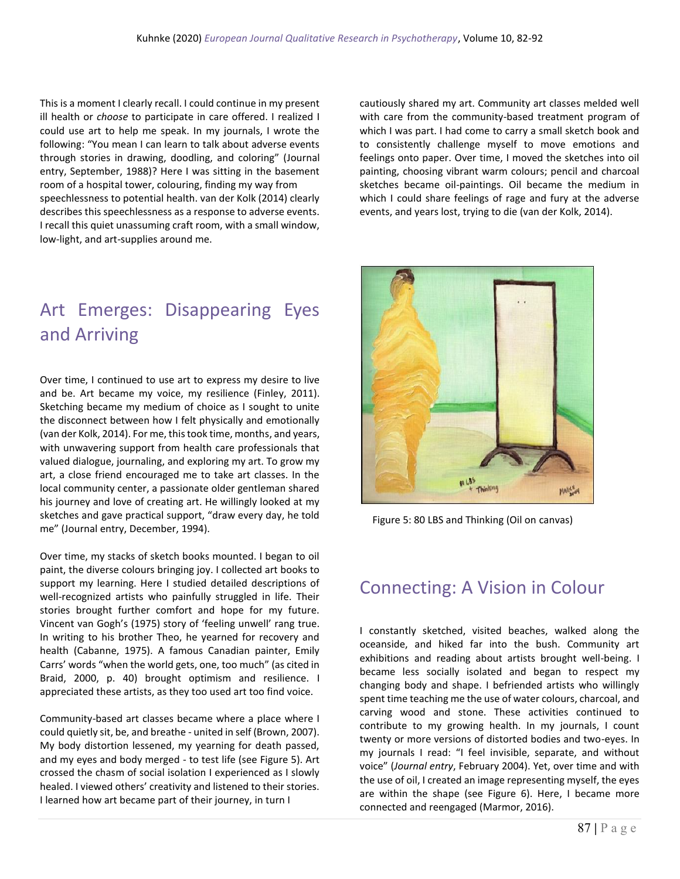This is a moment I clearly recall. I could continue in my present ill health or *choose* to participate in care offered. I realized I could use art to help me speak. In my journals, I wrote the following: "You mean I can learn to talk about adverse events through stories in drawing, doodling, and coloring" (Journal entry, September, 1988)? Here I was sitting in the basement room of a hospital tower, colouring, finding my way from speechlessness to potential health. van der Kolk (2014) clearly describes this speechlessness as a response to adverse events. I recall this quiet unassuming craft room, with a small window, low-light, and art-supplies around me.

## Art Emerges: Disappearing Eyes and Arriving

Over time, I continued to use art to express my desire to live and be. Art became my voice, my resilience (Finley, 2011). Sketching became my medium of choice as I sought to unite the disconnect between how I felt physically and emotionally (van der Kolk, 2014). For me, this took time, months, and years, with unwavering support from health care professionals that valued dialogue, journaling, and exploring my art. To grow my art, a close friend encouraged me to take art classes. In the local community center, a passionate older gentleman shared his journey and love of creating art. He willingly looked at my sketches and gave practical support, "draw every day, he told me" (Journal entry, December, 1994).

Over time, my stacks of sketch books mounted. I began to oil paint, the diverse colours bringing joy. I collected art books to support my learning. Here I studied detailed descriptions of well-recognized artists who painfully struggled in life. Their stories brought further comfort and hope for my future. Vincent van Gogh's (1975) story of 'feeling unwell' rang true. In writing to his brother Theo, he yearned for recovery and health (Cabanne, 1975). A famous Canadian painter, Emily Carrs' words "when the world gets, one, too much" (as cited in Braid, 2000, p. 40) brought optimism and resilience. I appreciated these artists, as they too used art too find voice.

Community-based art classes became where a place where I could quietly sit, be, and breathe - united in self (Brown, 2007). My body distortion lessened, my yearning for death passed, and my eyes and body merged - to test life (see Figure 5). Art crossed the chasm of social isolation I experienced as I slowly healed. I viewed others' creativity and listened to their stories. I learned how art became part of their journey, in turn I cautiously shared my art. Community art classes melded well with care from the community-based treatment program of which I was part. I had come to carry a small sketch book and to consistently challenge myself to move emotions and feelings onto paper. Over time, I moved the sketches into oil painting, choosing vibrant warm colours; pencil and charcoal sketches became oil-paintings. Oil became the medium in which I could share feelings of rage and fury at the adverse events, and years lost, trying to die (van der Kolk, 2014).

Figure 5: 80 LBS and Thinking (Oil on canvas)

## Connecting: A Vision in Colour

I constantly sketched, visited beaches, walked along the oceanside, and hiked far into the bush. Community art exhibitions and reading about artists brought well-being. I became less socially isolated and began to respect my changing body and shape. I befriended artists who willingly spent time teaching me the use of water colours, charcoal, and carving wood and stone. These activities continued to contribute to my growing health. In my journals, I count twenty or more versions of distorted bodies and two-eyes. In my journals I read: "I feel invisible, separate, and without voice" (*Journal entry*, February 2004). Yet, over time and with the use of oil, I created an image representing myself, the eyes are within the shape (see Figure 6). Here, I became more connected and reengaged (Marmor, 2016).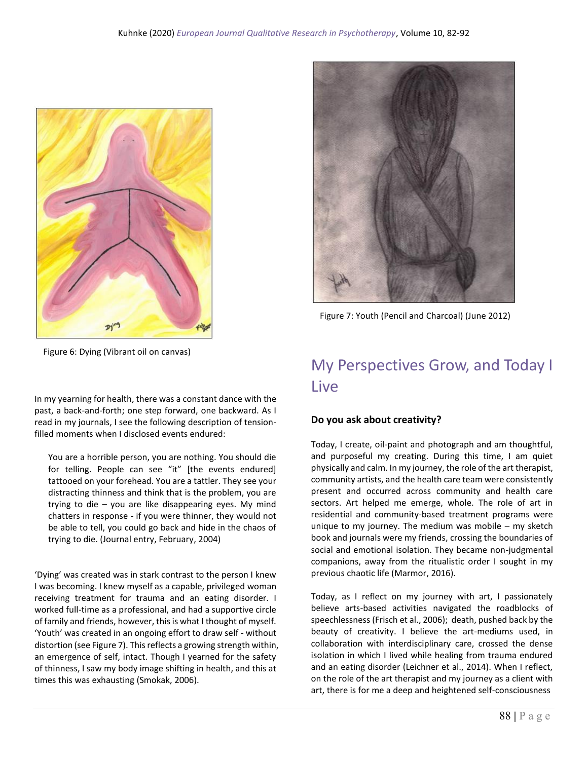Figure 6: Dying (Vibrant oil on canvas)

Figure 7: Youth (Pencil and Charcoal) (June 2012)

In my yearning for health, there was a constant dance with the past, a back-and-forth; one step forward, one backward. As I read in my journals, I see the following description of tension-filled moments when I disclosed events endured:

> You are a horrible person, you are nothing. You should die for telling. People can see "it" [the events endured] tattooed on your forehead. You are a tattler. They see your distracting thinness and think that is the problem, you are trying to die – you are like disappearing eyes. My mind chatters in response - if you were thinner, they would not be able to tell, you could go back and hide in the chaos of trying to die. (Journal entry, February, 2004)

'Dying' was created was in stark contrast to the person I knew I was becoming. I knew myself as a capable, privileged woman receiving treatment for trauma and an eating disorder. I worked full-time as a professional, and had a supportive circle of family and friends, however, this is what I thought of myself. 'Youth' was created in an ongoing effort to draw self - without distortion (see Figure 7). This reflects a growing strength within, an emergence of self, intact. Though I yearned for the safety of thinness, I saw my body image shifting in health, and this at times this was exhausting (Smokak, 2006).

# My Perspectives Grow, and Today I Live

### Do you ask about creativity?

Today, I create, oil-paint and photograph and am thoughtful, and purposeful my creating. During this time, I am quiet physically and calm. In my journey, the role of the art therapist, community artists, and the health care team were consistently present and occurred across community and health care sectors. Art helped me emerge, whole. The role of art in residential and community-based treatment programs were unique to my journey. The medium was mobile – my sketch book and journals were my friends, crossing the boundaries of social and emotional isolation. They became non-judgmental companions, away from the ritualistic order I sought in my previous chaotic life (Marmor, 2016).

Today, as I reflect on my journey with art, I passionately believe arts-based activities navigated the roadblocks of speechlessness (Frisch et al., 2006); death, pushed back by the beauty of creativity. I believe the art-mediums used, in collaboration with interdisciplinary care, crossed the dense isolation in which I lived while healing from trauma endured and an eating disorder (Leichner et al., 2014). When I reflect, on the role of the art therapist and my journey as a client with art, there is for me a deep and heightened self-consciousness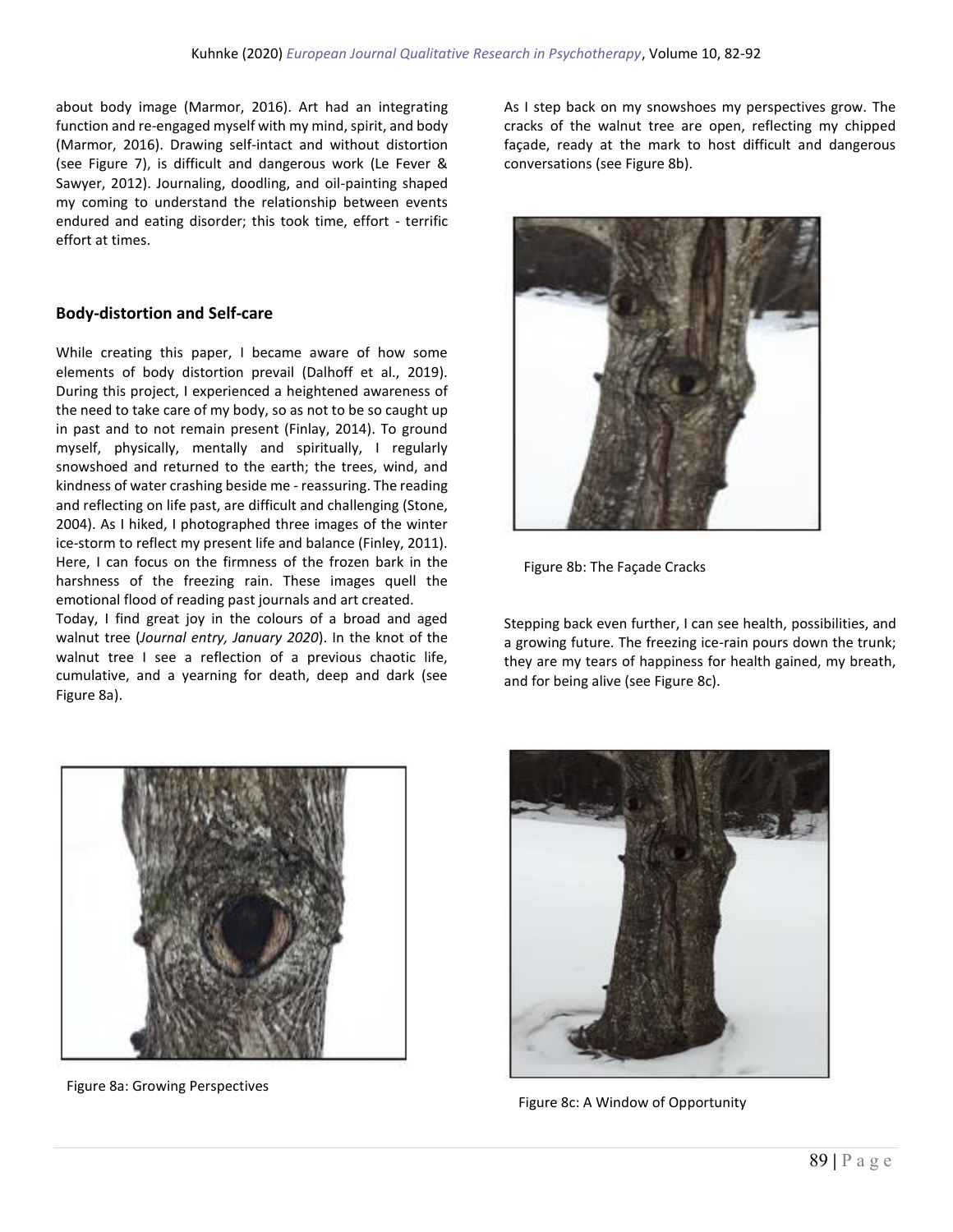about body image (Marmor, 2016). Art had an integrating function and re-engaged myself with my mind, spirit, and body (Marmor, 2016). Drawing self-intact and without distortion (see Figure 7), is difficult and dangerous work (Le Fever & Sawyer, 2012). Journaling, doodling, and oil-painting shaped my coming to understand the relationship between events endured and eating disorder; this took time, effort - terrific effort at times.

## Body-distortion and Self-care

While creating this paper, I became aware of how some elements of body distortion prevail (Dalhoff et al., 2019). During this project, I experienced a heightened awareness of the need to take care of my body, so as not to be so caught up in past and to not remain present (Finlay, 2014). To ground myself, physically, mentally and spiritually, I regularly snowshoed and returned to the earth; the trees, wind, and kindness of water crashing beside me - reassuring. The reading and reflecting on life past, are difficult and challenging (Stone, 2004). As I hiked, I photographed three images of the winter ice-storm to reflect my present life and balance (Finley, 2011). Here, I can focus on the firmness of the frozen bark in the harshness of the freezing rain. These images quell the emotional flood of reading past journals and art created.

Today, I find great joy in the colours of a broad and aged walnut tree (*Journal entry, January 2020*). In the knot of the walnut tree I see a reflection of a previous chaotic life, cumulative, and a yearning for death, deep and dark (see Figure 8a).

Figure 8a: Growing Perspectives

As I step back on my snowshoes my perspectives grow. The cracks of the walnut tree are open, reflecting my chipped façade, ready at the mark to host difficult and dangerous conversations (see Figure 8b).

Figure 8b: The Façade Cracks

Stepping back even further, I can see health, possibilities, and a growing future. The freezing ice-rain pours down the trunk; they are my tears of happiness for health gained, my breath, and for being alive (see Figure 8c).

Figure 8c: A Window of Opportunity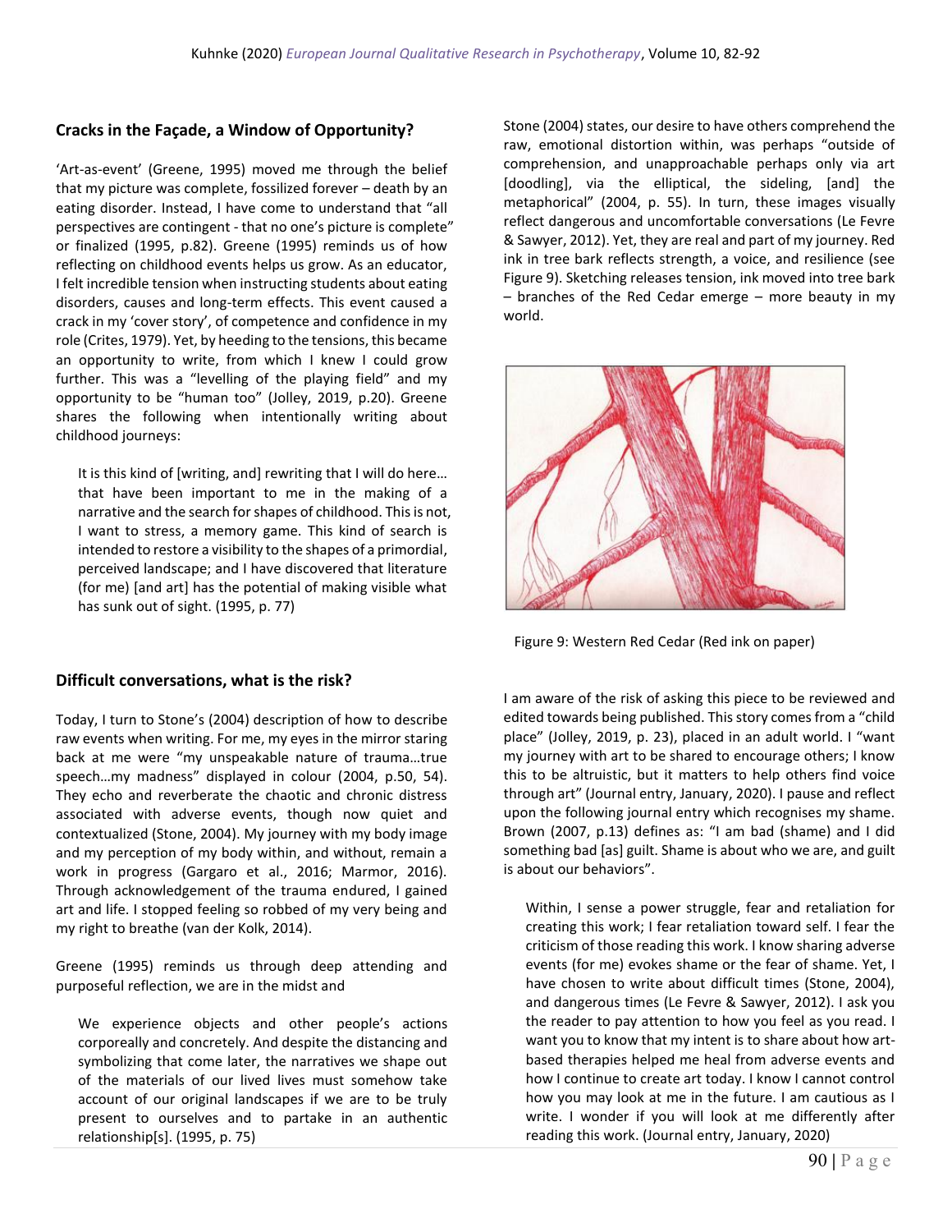## Cracks in the Façade, a Window of Opportunity?

'Art-as-event' (Greene, 1995) moved me through the belief that my picture was complete, fossilized forever – death by an eating disorder. Instead, I have come to understand that "all perspectives are contingent - that no one's picture is complete" or finalized (1995, p.82). Greene (1995) reminds us of how reflecting on childhood events helps us grow. As an educator, I felt incredible tension when instructing students about eating disorders, causes and long-term effects. This event caused a crack in my 'cover story', of competence and confidence in my role (Crites, 1979). Yet, by heeding to the tensions, this became an opportunity to write, from which I knew I could grow further. This was a "levelling of the playing field" and my opportunity to be "human too" (Jolley, 2019, p.20). Greene shares the following when intentionally writing about childhood journeys:

> It is this kind of [writing, and] rewriting that I will do here… that have been important to me in the making of a narrative and the search for shapes of childhood. This is not, I want to stress, a memory game. This kind of search is intended to restore a visibility to the shapes of a primordial, perceived landscape; and I have discovered that literature (for me) [and art] has the potential of making visible what has sunk out of sight. (1995, p. 77)

## Difficult conversations, what is the risk?

Today, I turn to Stone's (2004) description of how to describe raw events when writing. For me, my eyes in the mirror staring back at me were "my unspeakable nature of trauma…true speech…my madness" displayed in colour (2004, p.50, 54). They echo and reverberate the chaotic and chronic distress associated with adverse events, though now quiet and contextualized (Stone, 2004). My journey with my body image and my perception of my body within, and without, remain a work in progress (Gargaro et al., 2016; Marmor, 2016). Through acknowledgement of the trauma endured, I gained art and life. I stopped feeling so robbed of my very being and my right to breathe (van der Kolk, 2014).

Greene (1995) reminds us through deep attending and purposeful reflection, we are in the midst and

> We experience objects and other people's actions corporeally and concretely. And despite the distancing and symbolizing that come later, the narratives we shape out of the materials of our lived lives must somehow take account of our original landscapes if we are to be truly present to ourselves and to partake in an authentic relationship[s]. (1995, p. 75)

Stone (2004) states, our desire to have others comprehend the raw, emotional distortion within, was perhaps "outside of comprehension, and unapproachable perhaps only via art [doodling], via the elliptical, the sideling, [and] the metaphorical" (2004, p. 55). In turn, these images visually reflect dangerous and uncomfortable conversations (Le Fevre & Sawyer, 2012). Yet, they are real and part of my journey. Red ink in tree bark reflects strength, a voice, and resilience (see Figure 9). Sketching releases tension, ink moved into tree bark – branches of the Red Cedar emerge – more beauty in my world.

Figure 9: Western Red Cedar (Red ink on paper)

I am aware of the risk of asking this piece to be reviewed and edited towards being published. This story comes from a "child place" (Jolley, 2019, p. 23), placed in an adult world. I "want my journey with art to be shared to encourage others; I know this to be altruistic, but it matters to help others find voice through art" (Journal entry, January, 2020). I pause and reflect upon the following journal entry which recognises my shame. Brown (2007, p.13) defines as: "I am bad (shame) and I did something bad [as] guilt. Shame is about who we are, and guilt is about our behaviors".

> Within, I sense a power struggle, fear and retaliation for creating this work; I fear retaliation toward self. I fear the criticism of those reading this work. I know sharing adverse events (for me) evokes shame or the fear of shame. Yet, I have chosen to write about difficult times (Stone, 2004), and dangerous times (Le Fevre & Sawyer, 2012). I ask you the reader to pay attention to how you feel as you read. I want you to know that my intent is to share about how art-based therapies helped me heal from adverse events and how I continue to create art today. I know I cannot control how you may look at me in the future. I am cautious as I write. I wonder if you will look at me differently after reading this work. (Journal entry, January, 2020)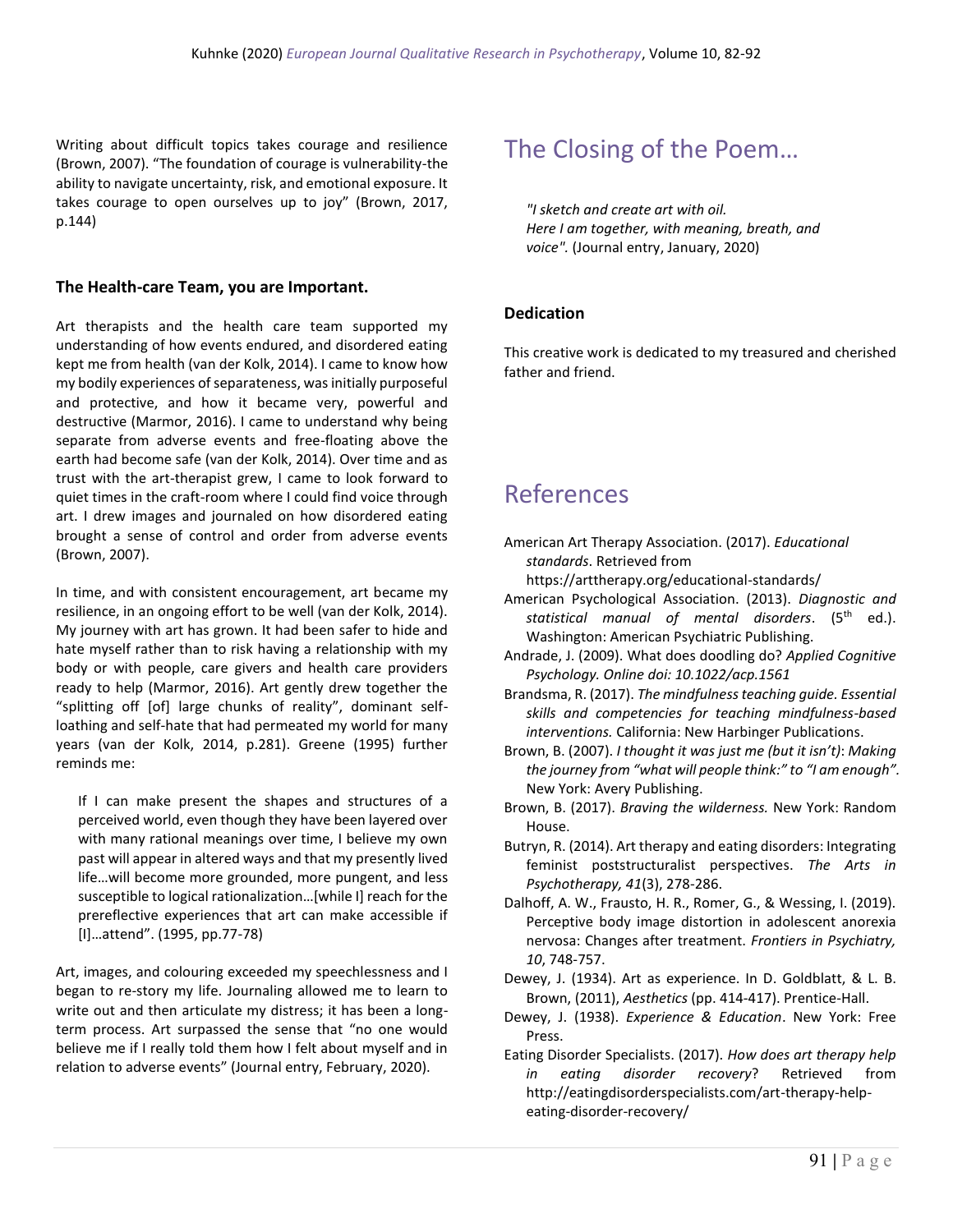Writing about difficult topics takes courage and resilience (Brown, 2007). “The foundation of courage is vulnerability-the ability to navigate uncertainty, risk, and emotional exposure. It takes courage to open ourselves up to joy” (Brown, 2017, p.144)

### The Health-care Team, you are Important.

Art therapists and the health care team supported my understanding of how events endured, and disordered eating kept me from health (van der Kolk, 2014). I came to know how my bodily experiences of separateness, was initially purposeful and protective, and how it became very, powerful and destructive (Marmor, 2016). I came to understand why being separate from adverse events and free-floating above the earth had become safe (van der Kolk, 2014). Over time and as trust with the art-therapist grew, I came to look forward to quiet times in the craft-room where I could find voice through art. I drew images and journaled on how disordered eating brought a sense of control and order from adverse events (Brown, 2007).

In time, and with consistent encouragement, art became my resilience, in an ongoing effort to be well (van der Kolk, 2014). My journey with art has grown. It had been safer to hide and hate myself rather than to risk having a relationship with my body or with people, care givers and health care providers ready to help (Marmor, 2016). Art gently drew together the “splitting off [of] large chunks of reality”, dominant self-loathing and self-hate that had permeated my world for many years (van der Kolk, 2014, p.281). Greene (1995) further reminds me:

> If I can make present the shapes and structures of a perceived world, even though they have been layered over with many rational meanings over time, I believe my own past will appear in altered ways and that my presently lived life…will become more grounded, more pungent, and less susceptible to logical rationalization…[while I] reach for the prereflective experiences that art can make accessible if [I]…attend”. (1995, pp.77-78)

Art, images, and colouring exceeded my speechlessness and I began to re-story my life. Journaling allowed me to learn to write out and then articulate my distress; it has been a long-term process. Art surpassed the sense that “no one would believe me if I really told them how I felt about myself and in relation to adverse events” (Journal entry, February, 2020).

## The Closing of the Poem…

> *"I sketch and create art with oil.*
> *Here I am together, with meaning, breath, and voice".* (Journal entry, January, 2020)

### Dedication

This creative work is dedicated to my treasured and cherished father and friend.

## References

American Art Therapy Association. (2017). *Educational standards*. Retrieved from https://arttherapy.org/educational-standards/

American Psychological Association. (2013). *Diagnostic and statistical manual of mental disorders*. (5th ed.). Washington: American Psychiatric Publishing.

Andrade, J. (2009). What does doodling do? *Applied Cognitive Psychology. Online doi: 10.1022/acp.1561*

Brandsma, R. (2017). *The mindfulness teaching guide. Essential skills and competencies for teaching mindfulness-based interventions.* California: New Harbinger Publications.

Brown, B. (2007). *I thought it was just me (but it isn't)*: *Making the journey from “what will people think:” to “I am enough”*. New York: Avery Publishing.

Brown, B. (2017). *Braving the wilderness.* New York: Random House.

Butryn, R. (2014). Art therapy and eating disorders: Integrating feminist poststructuralist perspectives. *The Arts in Psychotherapy, 41*(3), 278-286.

Dalhoff, A. W., Frausto, H. R., Romer, G., & Wessing, I. (2019). Perceptive body image distortion in adolescent anorexia nervosa: Changes after treatment. *Frontiers in Psychiatry, 10*, 748-757.

Dewey, J. (1934). Art as experience. In D. Goldblatt, & L. B. Brown, (2011), *Aesthetics* (pp. 414-417). Prentice-Hall.

Dewey, J. (1938). *Experience & Education*. New York: Free Press.

Eating Disorder Specialists. (2017). *How does art therapy help in eating disorder recovery*? Retrieved from http://eatingdisorderspecialists.com/art-therapy-help-eating-disorder-recovery/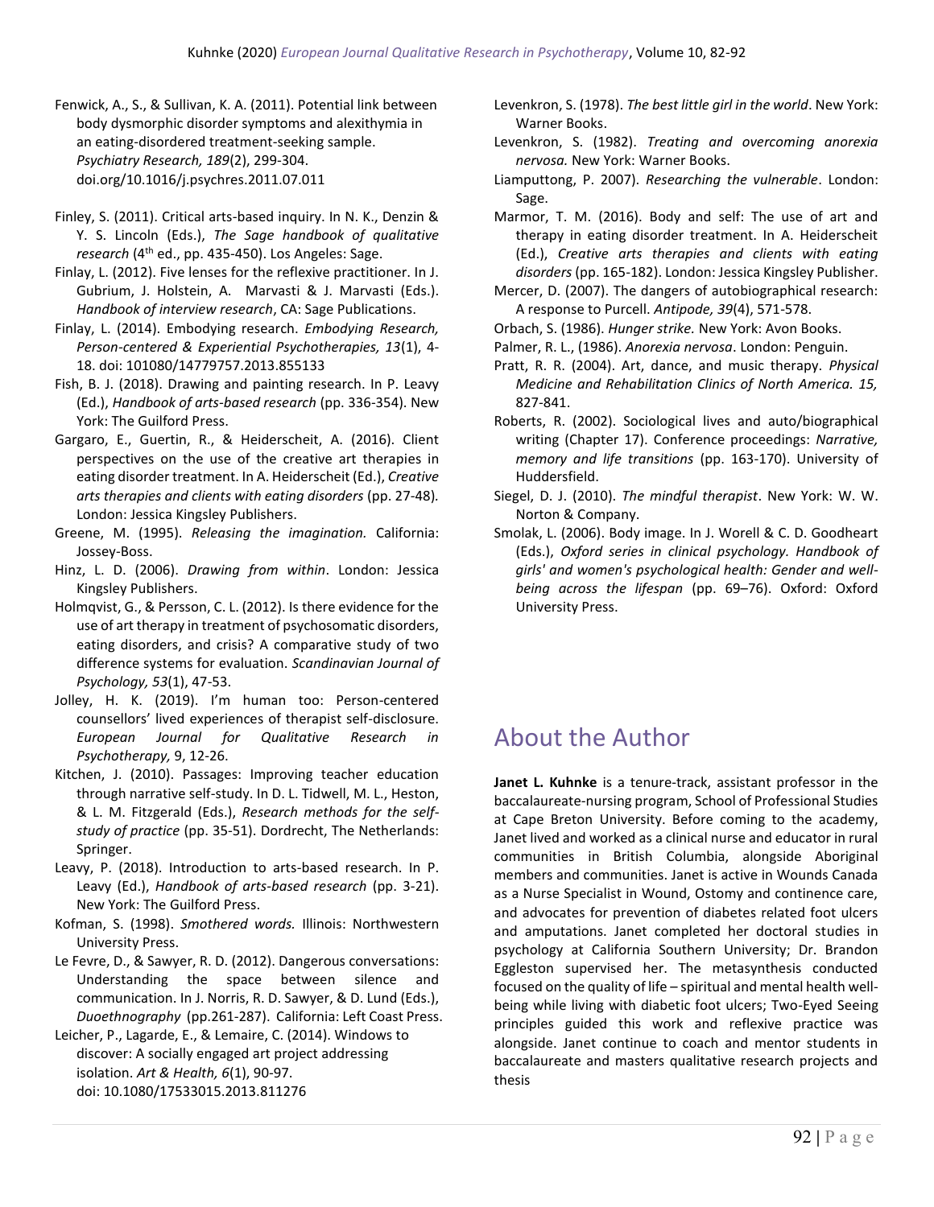Fenwick, A., S., & Sullivan, K. A. (2011). Potential link between body dysmorphic disorder symptoms and alexithymia in an eating-disordered treatment-seeking sample. *Psychiatry Research, 189*(2), 299-304. doi.org/10.1016/j.psychres.2011.07.011

Finley, S. (2011). Critical arts-based inquiry. In N. K., Denzin & Y. S. Lincoln (Eds.), *The Sage handbook of qualitative research* (4th ed., pp. 435-450). Los Angeles: Sage.

Finlay, L. (2012). Five lenses for the reflexive practitioner. In J. Gubrium, J. Holstein, A. Marvasti & J. Marvasti (Eds.). *Handbook of interview research*, CA: Sage Publications.

Finlay, L. (2014). Embodying research. *Embodying Research, Person-centered & Experiential Psychotherapies, 13*(1), 4-18. doi: 101080/14779757.2013.855133

Fish, B. J. (2018). Drawing and painting research. In P. Leavy (Ed.), *Handbook of arts-based research* (pp. 336-354). New York: The Guilford Press.

Gargaro, E., Guertin, R., & Heiderscheit, A. (2016). Client perspectives on the use of the creative art therapies in eating disorder treatment. In A. Heiderscheit (Ed.), *Creative arts therapies and clients with eating disorders* (pp. 27-48). London: Jessica Kingsley Publishers.

Greene, M. (1995). *Releasing the imagination.* California: Jossey-Boss.

Hinz, L. D. (2006). *Drawing from within*. London: Jessica Kingsley Publishers.

Holmqvist, G., & Persson, C. L. (2012). Is there evidence for the use of art therapy in treatment of psychosomatic disorders, eating disorders, and crisis? A comparative study of two difference systems for evaluation. *Scandinavian Journal of Psychology, 53*(1), 47-53.

Jolley, H. K. (2019). I'm human too: Person-centered counsellors' lived experiences of therapist self-disclosure. *European Journal for Qualitative Research in Psychotherapy,* 9, 12-26.

Kitchen, J. (2010). Passages: Improving teacher education through narrative self-study. In D. L. Tidwell, M. L., Heston, & L. M. Fitzgerald (Eds.), *Research methods for the self-study of practice* (pp. 35-51). Dordrecht, The Netherlands: Springer.

Leavy, P. (2018). Introduction to arts-based research. In P. Leavy (Ed.), *Handbook of arts-based research* (pp. 3-21). New York: The Guilford Press.

Kofman, S. (1998). *Smothered words.* Illinois: Northwestern University Press.

Le Fevre, D., & Sawyer, R. D. (2012). Dangerous conversations: Understanding the space between silence and communication. In J. Norris, R. D. Sawyer, & D. Lund (Eds.), *Duoethnography* (pp.261-287). California: Left Coast Press.

Leicher, P., Lagarde, E., & Lemaire, C. (2014). Windows to discover: A socially engaged art project addressing isolation. *Art & Health, 6*(1), 90-97. doi: 10.1080/17533015.2013.811276

Levenkron, S. (1978). *The best little girl in the world*. New York: Warner Books.

Levenkron, S. (1982). *Treating and overcoming anorexia nervosa.* New York: Warner Books.

Liamputtong, P. 2007). *Researching the vulnerable*. London: Sage.

Marmor, T. M. (2016). Body and self: The use of art and therapy in eating disorder treatment. In A. Heiderscheit (Ed.), *Creative arts therapies and clients with eating disorders* (pp. 165-182). London: Jessica Kingsley Publisher.

Mercer, D. (2007). The dangers of autobiographical research: A response to Purcell. *Antipode, 39*(4), 571-578.

Orbach, S. (1986). *Hunger strike.* New York: Avon Books.

Palmer, R. L., (1986). *Anorexia nervosa*. London: Penguin.

Pratt, R. R. (2004). Art, dance, and music therapy. *Physical Medicine and Rehabilitation Clinics of North America. 15,* 827-841.

Roberts, R. (2002). Sociological lives and auto/biographical writing (Chapter 17). Conference proceedings: *Narrative, memory and life transitions* (pp. 163-170). University of Huddersfield.

Siegel, D. J. (2010). *The mindful therapist*. New York: W. W. Norton & Company.

Smolak, L. (2006). Body image. In J. Worell & C. D. Goodheart (Eds.), *Oxford series in clinical psychology. Handbook of girls' and women's psychological health: Gender and well-being across the lifespan* (pp. 69–76). Oxford: Oxford University Press.

## About the Author

**Janet L. Kuhnke** is a tenure-track, assistant professor in the baccalaureate-nursing program, School of Professional Studies at Cape Breton University. Before coming to the academy, Janet lived and worked as a clinical nurse and educator in rural communities in British Columbia, alongside Aboriginal members and communities. Janet is active in Wounds Canada as a Nurse Specialist in Wound, Ostomy and continence care, and advocates for prevention of diabetes related foot ulcers and amputations. Janet completed her doctoral studies in psychology at California Southern University; Dr. Brandon Eggleston supervised her. The metasynthesis conducted focused on the quality of life – spiritual and mental health well-being while living with diabetic foot ulcers; Two-Eyed Seeing principles guided this work and reflexive practice was alongside. Janet continue to coach and mentor students in baccalaureate and masters qualitative research projects and thesis